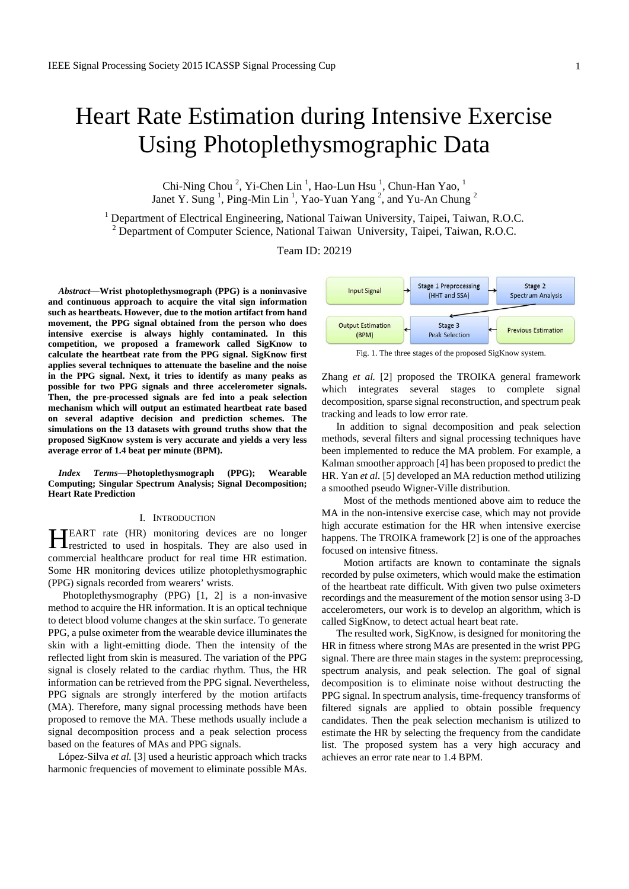# Heart Rate Estimation during Intensive Exercise Using Photoplethysmographic Data

Chi-Ning Chou [2], Yi-Chen Lin [1], Hao-Lun Hsu [1], Chun-Han Yao, [1]
Janet Y. Sung [1], Ping-Min Lin [1], Yao-Yuan Yang [2], and Yu-An Chung [2]

[1] Department of Electrical Engineering, National Taiwan University, Taipei, Taiwan, R.O.C.
[2] Department of Computer Science, National Taiwan University, Taipei, Taiwan, R.O.C.

Team ID: 20219

***Abstract*—Wrist photoplethysmograph (PPG) is a noninvasive and continuous approach to acquire the vital sign information such as heartbeats. However, due to the motion artifact from hand movement, the PPG signal obtained from the person who does intensive exercise is always highly contaminated. In this competition, we proposed a framework called SigKnow to calculate the heartbeat rate from the PPG signal. SigKnow first applies several techniques to attenuate the baseline and the noise in the PPG signal. Next, it tries to identify as many peaks as possible for two PPG signals and three accelerometer signals. Then, the pre-processed signals are fed into a peak selection mechanism which will output an estimated heartbeat rate based on several adaptive decision and prediction schemes. The simulations on the 13 datasets with ground truths show that the proposed SigKnow system is very accurate and yields a very less average error of 1.4 beat per minute (BPM).**

***Index Terms*—Photoplethysmograph (PPG); Wearable Computing; Singular Spectrum Analysis; Signal Decomposition; Heart Rate Prediction**

## I. Introduction

Heart rate (HR) monitoring devices are no longer restricted to used in hospitals. They are also used in commercial healthcare product for real time HR estimation. Some HR monitoring devices utilize photoplethysmographic (PPG) signals recorded from wearers' wrists.

Photoplethysmography (PPG) [1, 2] is a non-invasive method to acquire the HR information. It is an optical technique to detect blood volume changes at the skin surface. To generate PPG, a pulse oximeter from the wearable device illuminates the skin with a light-emitting diode. Then the intensity of the reflected light from skin is measured. The variation of the PPG signal is closely related to the cardiac rhythm. Thus, the HR information can be retrieved from the PPG signal. Nevertheless, PPG signals are strongly interfered by the motion artifacts (MA). Therefore, many signal processing methods have been proposed to remove the MA. These methods usually include a signal decomposition process and a peak selection process based on the features of MAs and PPG signals.

López-Silva *et al.* [3] used a heuristic approach which tracks harmonic frequencies of movement to eliminate possible MAs.

Input Signal
Stage 1 Preprocessing (HHT and SSA)
Stage 2 Spectrum Analysis
Stage 3 Peak Selection
Previous Estimation
Output Estimation (BPM)

Fig. 1. The three stages of the proposed SigKnow system.

Zhang *et al.* [2] proposed the TROIKA general framework which integrates several stages to complete signal decomposition, sparse signal reconstruction, and spectrum peak tracking and leads to low error rate.

In addition to signal decomposition and peak selection methods, several filters and signal processing techniques have been implemented to reduce the MA problem. For example, a Kalman smoother approach [4] has been proposed to predict the HR. Yan *et al.* [5] developed an MA reduction method utilizing a smoothed pseudo Wigner-Ville distribution.

Most of the methods mentioned above aim to reduce the MA in the non-intensive exercise case, which may not provide high accurate estimation for the HR when intensive exercise happens. The TROIKA framework [2] is one of the approaches focused on intensive fitness.

Motion artifacts are known to contaminate the signals recorded by pulse oximeters, which would make the estimation of the heartbeat rate difficult. With given two pulse oximeters recordings and the measurement of the motion sensor using 3-D accelerometers, our work is to develop an algorithm, which is called SigKnow, to detect actual heart beat rate.

The resulted work, SigKnow, is designed for monitoring the HR in fitness where strong MAs are presented in the wrist PPG signal. There are three main stages in the system: preprocessing, spectrum analysis, and peak selection. The goal of signal decomposition is to eliminate noise without destructing the PPG signal. In spectrum analysis, time-frequency transforms of filtered signals are applied to obtain possible frequency candidates. Then the peak selection mechanism is utilized to estimate the HR by selecting the frequency from the candidate list. The proposed system has a very high accuracy and achieves an error rate near to 1.4 BPM.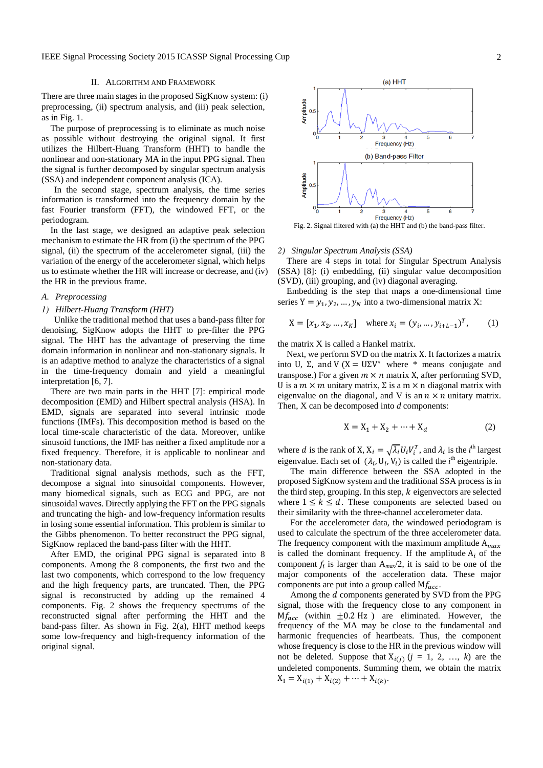## II. Algorithm and Framework

There are three main stages in the proposed SigKnow system: (i) preprocessing, (ii) spectrum analysis, and (iii) peak selection, as in Fig. 1.

The purpose of preprocessing is to eliminate as much noise as possible without destroying the original signal. It first utilizes the Hilbert-Huang Transform (HHT) to handle the nonlinear and non-stationary MA in the input PPG signal. Then the signal is further decomposed by singular spectrum analysis (SSA) and independent component analysis (ICA).

In the second stage, spectrum analysis, the time series information is transformed into the frequency domain by the fast Fourier transform (FFT), the windowed FFT, or the periodogram.

In the last stage, we designed an adaptive peak selection mechanism to estimate the HR from (i) the spectrum of the PPG signal, (ii) the spectrum of the accelerometer signal, (iii) the variation of the energy of the accelerometer signal, which helps us to estimate whether the HR will increase or decrease, and (iv) the HR in the previous frame.

### A. Preprocessing

#### 1) Hilbert-Huang Transform (HHT)

Unlike the traditional method that uses a band-pass filter for denoising, SigKnow adopts the HHT to pre-filter the PPG signal. The HHT has the advantage of preserving the time domain information in nonlinear and non-stationary signals. It is an adaptive method to analyze the characteristics of a signal in the time-frequency domain and yield a meaningful interpretation [6, 7].

There are two main parts in the HHT [7]: empirical mode decomposition (EMD) and Hilbert spectral analysis (HSA). In EMD, signals are separated into several intrinsic mode functions (IMFs). This decomposition method is based on the local time-scale characteristic of the data. Moreover, unlike sinusoid functions, the IMF has neither a fixed amplitude nor a fixed frequency. Therefore, it is applicable to nonlinear and non-stationary data.

Traditional signal analysis methods, such as the FFT, decompose a signal into sinusoidal components. However, many biomedical signals, such as ECG and PPG, are not sinusoidal waves. Directly applying the FFT on the PPG signals and truncating the high- and low-frequency information results in losing some essential information. This problem is similar to the Gibbs phenomenon. To better reconstruct the PPG signal, SigKnow replaced the band-pass filter with the HHT.

After EMD, the original PPG signal is separated into 8 components. Among the 8 components, the first two and the last two components, which correspond to the low frequency and the high frequency parts, are truncated. Then, the PPG signal is reconstructed by adding up the remained 4 components. Fig. 2 shows the frequency spectrums of the reconstructed signal after performing the HHT and the band-pass filter. As shown in Fig. 2(a), HHT method keeps some low-frequency and high-frequency information of the original signal.

(a) HHT
Amplitude
1
0.5
0
0 1 2 3 4 5 6 7
Frequency (Hz)

(b) Band-pass Filter
Amplitude
1
0.5
0
0 1 2 3 4 5 6 7
Frequency (Hz)

Fig. 2. Signal filtered with (a) the HHT and (b) the band-pass filter.

#### 2) Singular Spectrum Analysis (SSA)

There are 4 steps in total for Singular Spectrum Analysis (SSA) [8]: (i) embedding, (ii) singular value decomposition (SVD), (iii) grouping, and (iv) diagonal averaging.

Embedding is the step that maps a one-dimensional time series $\mathrm{Y} = y_1, y_2, \ldots, y_N$ into a two-dimensional matrix X:

$$\mathrm{X} = [x_1, x_2, \ldots, x_K] \quad \text{where } x_i = (y_i, \ldots, y_{i+L-1})^T, \qquad (1)$$

the matrix X is called a Hankel matrix.

Next, we perform SVD on the matrix X. It factorizes a matrix into U, $\Sigma$, and V ($\mathrm{X} = \mathrm{U}\Sigma\mathrm{V}^*$ where * means conjugate and transpose.) For a given $m \times n$ matrix X, after performing SVD, U is a $m \times m$ unitary matrix, $\Sigma$ is a $\mathrm{m} \times \mathrm{n}$ diagonal matrix with eigenvalue on the diagonal, and V is an $n \times n$ unitary matrix. Then, X can be decomposed into $d$ components:

$$\mathrm{X} = \mathrm{X}_1 + \mathrm{X}_2 + \cdots + \mathrm{X}_d \qquad (2)$$

where $d$ is the rank of X, $\mathrm{X}_i = \sqrt{\lambda_i} U_i V_i^T$, and $\lambda_i$ is the $i^{\text{th}}$ largest eigenvalue. Each set of $(\lambda_i, \mathrm{U}_i, \mathrm{V}_i)$ is called the $i^{\text{th}}$ eigentriple.

The main difference between the SSA adopted in the proposed SigKnow system and the traditional SSA process is in the third step, grouping. In this step, $k$ eigenvectors are selected where $1 \leq k \leq d$. These components are selected based on their similarity with the three-channel accelerometer data.

For the accelerometer data, the windowed periodogram is used to calculate the spectrum of the three accelerometer data. The frequency component with the maximum amplitude $\mathrm{A}_{max}$ is called the dominant frequency. If the amplitude $\mathrm{A}_i$ of the component $f_i$ is larger than $\mathrm{A}_{max}/2$, it is said to be one of the major components of the acceleration data. These major components are put into a group called $\mathrm{M}f_{acc}$.

Among the $d$ components generated by SVD from the PPG signal, those with the frequency close to any component in $\mathrm{M}f_{acc}$ (within $\pm 0.2$ Hz) are eliminated. However, the frequency of the MA may be close to the fundamental and harmonic frequencies of heartbeats. Thus, the component whose frequency is close to the HR in the previous window will not be deleted. Suppose that $\mathrm{X}_{i(j)}$ ($j$ = 1, 2, …, $k$) are the undeleted components. Summing them, we obtain the matrix $\mathrm{X}_\mathrm{I} = \mathrm{X}_{i(1)} + \mathrm{X}_{i(2)} + \cdots + \mathrm{X}_{i(k)}$.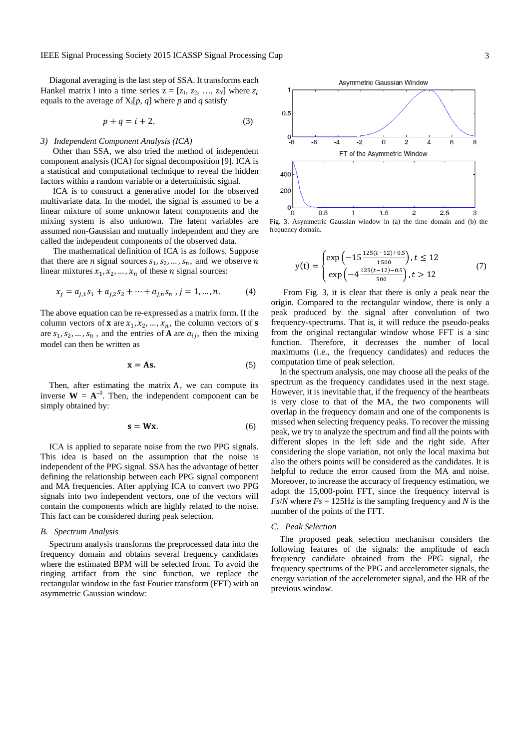Diagonal averaging is the last step of SSA. It transforms each Hankel matrix I into a time series z = [$z_1$, $z_2$, …, $z_N$] where $z_i$ equals to the average of $X_I[p, q]$ where $p$ and $q$ satisfy

$$p + q = i + 2. \tag{3}$$

### 3) Independent Component Analysis (ICA)

Other than SSA, we also tried the method of independent component analysis (ICA) for signal decomposition [9]. ICA is a statistical and computational technique to reveal the hidden factors within a random variable or a deterministic signal.

ICA is to construct a generative model for the observed multivariate data. In the model, the signal is assumed to be a linear mixture of some unknown latent components and the mixing system is also unknown. The latent variables are assumed non-Gaussian and mutually independent and they are called the independent components of the observed data.

The mathematical definition of ICA is as follows. Suppose that there are $n$ signal sources $s_1, s_2, \dots, s_n$, and we observe $n$ linear mixtures $x_1, x_2, \dots, x_n$ of these $n$ signal sources:

$$x_j = a_{j,1}s_1 + a_{j,2}s_2 + \cdots + a_{j,n}s_n \text{ , } j = 1, \dots, n. \tag{4}$$

The above equation can be re-expressed as a matrix form. If the column vectors of **x** are $x_1, x_2, \dots, x_n$, the column vectors of **s** are $s_1, s_2, \dots, s_n$, and the entries of **A** are $a_{ij}$, then the mixing model can then be written as

$$\mathbf{x} = \mathbf{A}\mathbf{s}. \tag{5}$$

Then, after estimating the matrix A, we can compute its inverse $\mathbf{W} = \mathbf{A}^{-1}$. Then, the independent component can be simply obtained by:

$$\mathbf{s} = \mathbf{W}\mathbf{x}. \tag{6}$$

ICA is applied to separate noise from the two PPG signals. This idea is based on the assumption that the noise is independent of the PPG signal. SSA has the advantage of better defining the relationship between each PPG signal component and MA frequencies. After applying ICA to convert two PPG signals into two independent vectors, one of the vectors will contain the components which are highly related to the noise. This fact can be considered during peak selection.

## B. Spectrum Analysis

Spectrum analysis transforms the preprocessed data into the frequency domain and obtains several frequency candidates where the estimated BPM will be selected from. To avoid the ringing artifact from the sinc function, we replace the rectangular window in the fast Fourier transform (FFT) with an asymmetric Gaussian window:

Asymmetric Gaussian Window

1

0.5

0

-8 -6 -4 -2 0 2 4 6 8

FT of the Asymmetric Window

400

200

0

0 0.5 1 1.5 2 2.5 3

Fig. 3. Asymmetric Gaussian window in (a) the time domain and (b) the frequency domain.

$$y(t) = \begin{cases} \exp\left(-15\frac{125(t-12)+0.5}{1500}\right), t \le 12 \\ \exp\left(-4\frac{125(t-12)-0.5}{500}\right), t > 12 \end{cases} \tag{7}$$

From Fig. 3, it is clear that there is only a peak near the origin. Compared to the rectangular window, there is only a peak produced by the signal after convolution of two frequency-spectrums. That is, it will reduce the pseudo-peaks from the original rectangular window whose FFT is a sinc function. Therefore, it decreases the number of local maximums (i.e., the frequency candidates) and reduces the computation time of peak selection.

In the spectrum analysis, one may choose all the peaks of the spectrum as the frequency candidates used in the next stage. However, it is inevitable that, if the frequency of the heartbeats is very close to that of the MA, the two components will overlap in the frequency domain and one of the components is missed when selecting frequency peaks. To recover the missing peak, we try to analyze the spectrum and find all the points with different slopes in the left side and the right side. After considering the slope variation, not only the local maxima but also the others points will be considered as the candidates. It is helpful to reduce the error caused from the MA and noise. Moreover, to increase the accuracy of frequency estimation, we adopt the 15,000-point FFT, since the frequency interval is $Fs/N$ where $Fs$ = 125Hz is the sampling frequency and $N$ is the number of the points of the FFT.

## C. Peak Selection

The proposed peak selection mechanism considers the following features of the signals: the amplitude of each frequency candidate obtained from the PPG signal, the frequency spectrums of the PPG and accelerometer signals, the energy variation of the accelerometer signal, and the HR of the previous window.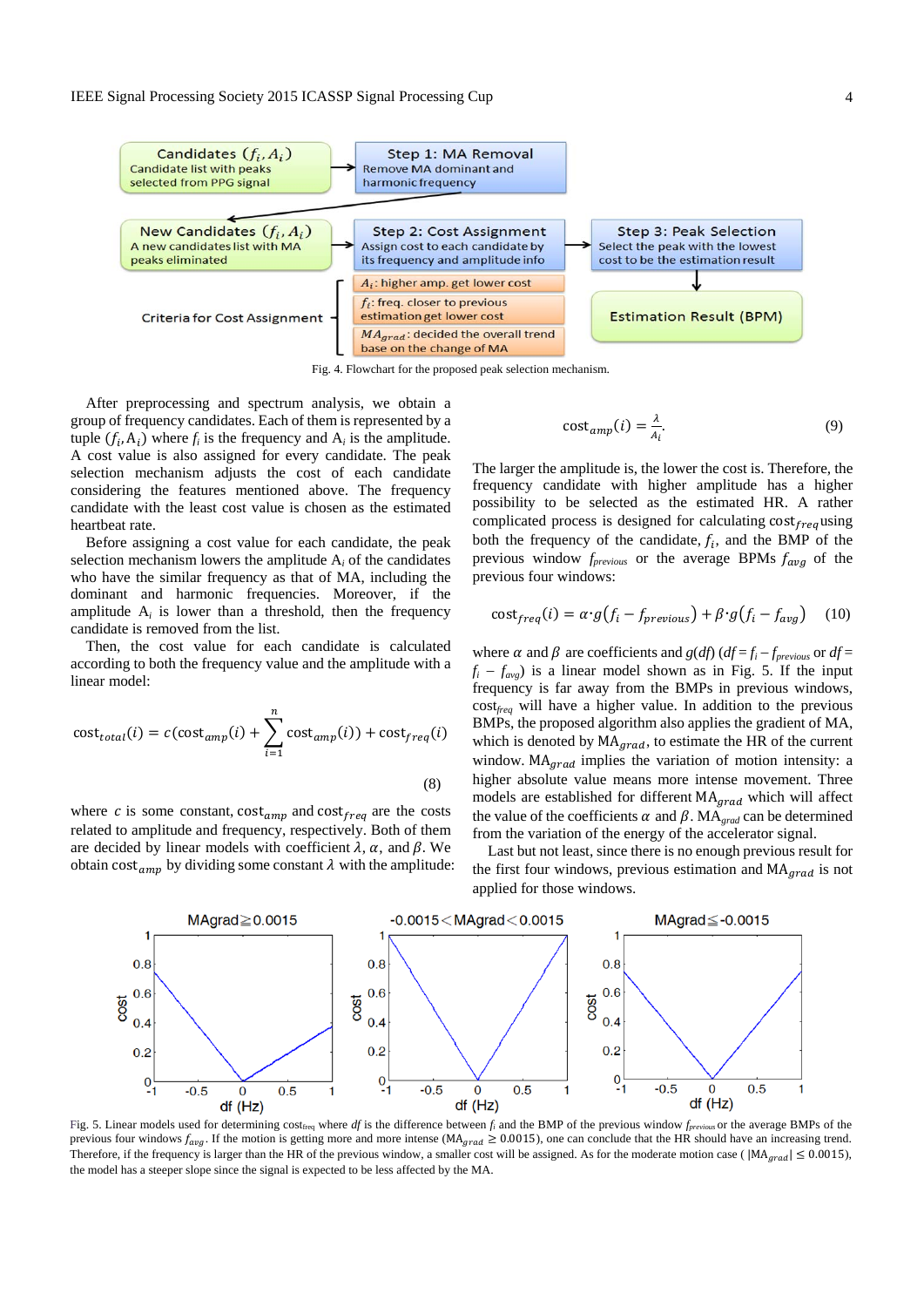Candidates $(f_i, A_i)$
Candidate list with peaks selected from PPG signal

Step 1: MA Removal
Remove MA dominant and harmonic frequency

New Candidates $(f_i, A_i)$
A new candidates list with MA peaks eliminated

Step 2: Cost Assignment
Assign cost to each candidate by its frequency and amplitude info

Step 3: Peak Selection
Select the peak with the lowest cost to be the estimation result

Criteria for Cost Assignment

$A_i$: higher amp. get lower cost

$f_i$: freq. closer to previous estimation get lower cost

$MA_{grad}$: decided the overall trend base on the change of MA

Estimation Result (BPM)

Fig. 4. Flowchart for the proposed peak selection mechanism.

After preprocessing and spectrum analysis, we obtain a group of frequency candidates. Each of them is represented by a tuple $(f_i, A_i)$ where $f_i$ is the frequency and $A_i$ is the amplitude. A cost value is also assigned for every candidate. The peak selection mechanism adjusts the cost of each candidate considering the features mentioned above. The frequency candidate with the least cost value is chosen as the estimated heartbeat rate.

Before assigning a cost value for each candidate, the peak selection mechanism lowers the amplitude $A_i$ of the candidates who have the similar frequency as that of MA, including the dominant and harmonic frequencies. Moreover, if the amplitude $A_i$ is lower than a threshold, then the frequency candidate is removed from the list.

Then, the cost value for each candidate is calculated according to both the frequency value and the amplitude with a linear model:

$$\text{cost}_{total}(i) = c(\text{cost}_{amp}(i) + \sum_{i=1}^{n} \text{cost}_{amp}(i)) + \text{cost}_{freq}(i) \tag{8}$$

where $c$ is some constant, $\text{cost}_{amp}$ and $\text{cost}_{freq}$ are the costs related to amplitude and frequency, respectively. Both of them are decided by linear models with coefficient $\lambda$, $\alpha$, and $\beta$. We obtain $\text{cost}_{amp}$ by dividing some constant $\lambda$ with the amplitude:

$$\text{cost}_{amp}(i) = \frac{\lambda}{A_i}. \tag{9}$$

The larger the amplitude is, the lower the cost is. Therefore, the frequency candidate with higher amplitude has a higher possibility to be selected as the estimated HR. A rather complicated process is designed for calculating $\text{cost}_{freq}$ using both the frequency of the candidate, $f_i$, and the BMP of the previous window $f_{previous}$ or the average BPMs $f_{avg}$ of the previous four windows:

$$\text{cost}_{freq}(i) = \alpha \cdot g(f_i - f_{previous}) + \beta \cdot g(f_i - f_{avg}) \tag{10}$$

where $\alpha$ and $\beta$ are coefficients and $g(df)$ ($df = f_i - f_{previous}$ or $df = f_i - f_{avg}$) is a linear model shown as in Fig. 5. If the input frequency is far away from the BMPs in previous windows, $\text{cost}_{freq}$ will have a higher value. In addition to the previous BMPs, the proposed algorithm also applies the gradient of MA, which is denoted by $\text{MA}_{grad}$, to estimate the HR of the current window. $\text{MA}_{grad}$ implies the variation of motion intensity: a higher absolute value means more intense movement. Three models are established for different $\text{MA}_{grad}$ which will affect the value of the coefficients $\alpha$ and $\beta$. $\text{MA}_{grad}$ can be determined from the variation of the energy of the accelerator signal.

Last but not least, since there is no enough previous result for the first four windows, previous estimation and $\text{MA}_{grad}$ is not applied for those windows.

MAgrad≧0.0015

-0.0015＜MAgrad＜0.0015

MAgrad≦-0.0015

cost

df (Hz)

1
0.8
0.6
0.4
0.2
0

-1
-0.5
0
0.5
1

Fig. 5. Linear models used for determining $\text{cost}_{freq}$ where $df$ is the difference between $f_i$ and the BMP of the previous window $f_{previous}$ or the average BMPs of the previous four windows $f_{avg}$. If the motion is getting more and more intense ($\text{MA}_{grad} \geq 0.0015$), one can conclude that the HR should have an increasing trend. Therefore, if the frequency is larger than the HR of the previous window, a smaller cost will be assigned. As for the moderate motion case ( $|\text{MA}_{grad}| \leq 0.0015$), the model has a steeper slope since the signal is expected to be less affected by the MA.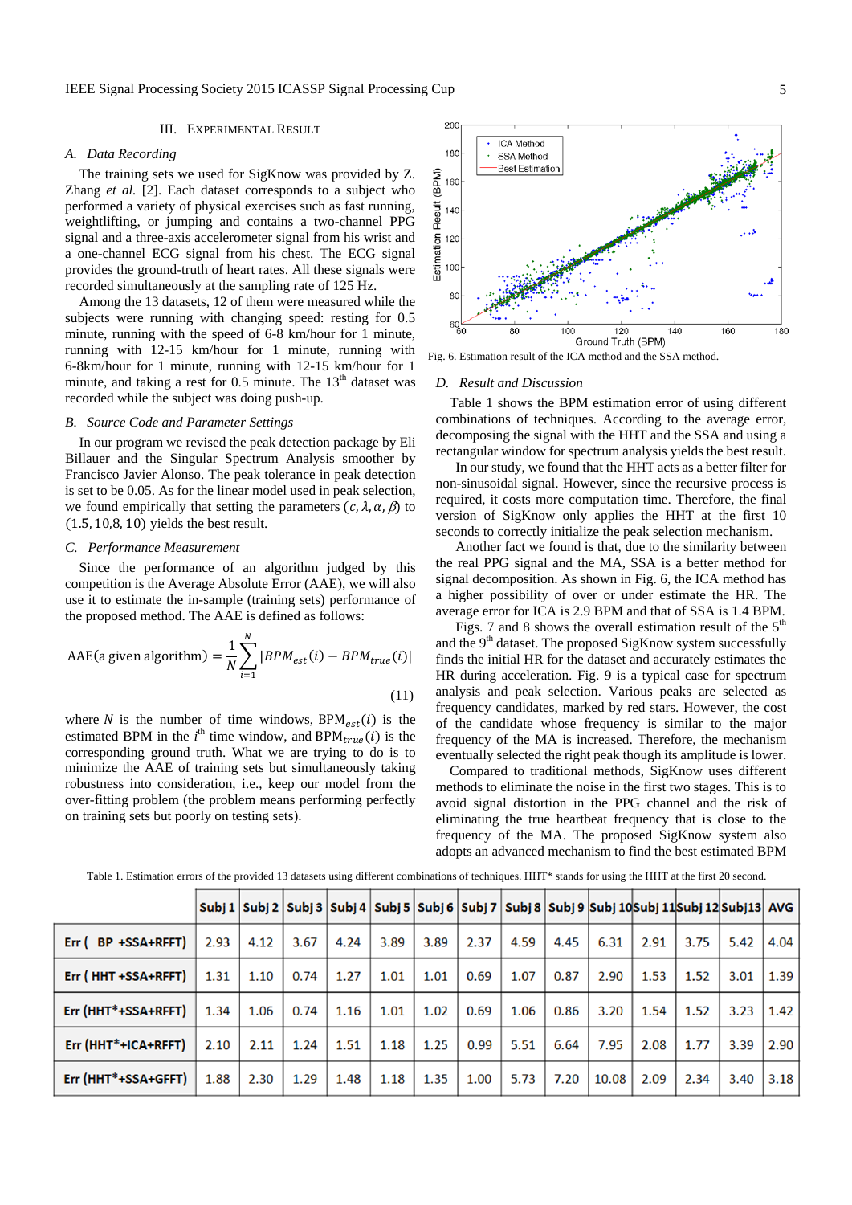## III. Experimental Result

### A. Data Recording

The training sets we used for SigKnow was provided by Z. Zhang *et al.* [2]. Each dataset corresponds to a subject who performed a variety of physical exercises such as fast running, weightlifting, or jumping and contains a two-channel PPG signal and a three-axis accelerometer signal from his wrist and a one-channel ECG signal from his chest. The ECG signal provides the ground-truth of heart rates. All these signals were recorded simultaneously at the sampling rate of 125 Hz.

Among the 13 datasets, 12 of them were measured while the subjects were running with changing speed: resting for 0.5 minute, running with the speed of 6-8 km/hour for 1 minute, running with 12-15 km/hour for 1 minute, running with 6-8km/hour for 1 minute, running with 12-15 km/hour for 1 minute, and taking a rest for 0.5 minute. The 13th dataset was recorded while the subject was doing push-up.

### B. Source Code and Parameter Settings

In our program we revised the peak detection package by Eli Billauer and the Singular Spectrum Analysis smoother by Francisco Javier Alonso. The peak tolerance in peak detection is set to be 0.05. As for the linear model used in peak selection, we found empirically that setting the parameters $(c, \lambda, \alpha, \beta)$ to $(1.5, 10, 8, 10)$ yields the best result.

### C. Performance Measurement

Since the performance of an algorithm judged by this competition is the Average Absolute Error (AAE), we will also use it to estimate the in-sample (training sets) performance of the proposed method. The AAE is defined as follows:

$$\text{AAE(a given algorithm)} = \frac{1}{N}\sum_{i=1}^{N} |BPM_{est}(i) - BPM_{true}(i)| \tag{11}$$

where $N$ is the number of time windows, $\text{BPM}_{est}(i)$ is the estimated BPM in the $i^{th}$ time window, and $\text{BPM}_{true}(i)$ is the corresponding ground truth. What we are trying to do is to minimize the AAE of training sets but simultaneously taking robustness into consideration, i.e., keep our model from the over-fitting problem (the problem means performing perfectly on training sets but poorly on testing sets).

200
180
160
140
120
100
80
60
Estimation Result (BPM)
60
80
100
120
140
160
180
Ground Truth (BPM)
ICA Method
SSA Method
Best Estimation

Fig. 6. Estimation result of the ICA method and the SSA method.

### D. Result and Discussion

Table 1 shows the BPM estimation error of using different combinations of techniques. According to the average error, decomposing the signal with the HHT and the SSA and using a rectangular window for spectrum analysis yields the best result.

In our study, we found that the HHT acts as a better filter for non-sinusoidal signal. However, since the recursive process is required, it costs more computation time. Therefore, the final version of SigKnow only applies the HHT at the first 10 seconds to correctly initialize the peak selection mechanism.

Another fact we found is that, due to the similarity between the real PPG signal and the MA, SSA is a better method for signal decomposition. As shown in Fig. 6, the ICA method has a higher possibility of over or under estimate the HR. The average error for ICA is 2.9 BPM and that of SSA is 1.4 BPM.

Figs. 7 and 8 shows the overall estimation result of the 5th and the 9th dataset. The proposed SigKnow system successfully finds the initial HR for the dataset and accurately estimates the HR during acceleration. Fig. 9 is a typical case for spectrum analysis and peak selection. Various peaks are selected as frequency candidates, marked by red stars. However, the cost of the candidate whose frequency is similar to the major frequency of the MA is increased. Therefore, the mechanism eventually selected the right peak though its amplitude is lower.

Compared to traditional methods, SigKnow uses different methods to eliminate the noise in the first two stages. This is to avoid signal distortion in the PPG channel and the risk of eliminating the true heartbeat frequency that is close to the frequency of the MA. The proposed SigKnow system also adopts an advanced mechanism to find the best estimated BPM

Table 1. Estimation errors of the provided 13 datasets using different combinations of techniques. HHT* stands for using the HHT at the first 20 second.

| | Subj 1 | Subj 2 | Subj 3 | Subj 4 | Subj 5 | Subj 6 | Subj 7 | Subj 8 | Subj 9 | Subj 10 | Subj 11 | Subj 12 | Subj13 | AVG |
|---|---|---|---|---|---|---|---|---|---|---|---|---|---|---|
| **Err ( BP +SSA+RFFT)** | 2.93 | 4.12 | 3.67 | 4.24 | 3.89 | 3.89 | 2.37 | 4.59 | 4.45 | 6.31 | 2.91 | 3.75 | 5.42 | 4.04 |
| **Err ( HHT +SSA+RFFT)** | 1.31 | 1.10 | 0.74 | 1.27 | 1.01 | 1.01 | 0.69 | 1.07 | 0.87 | 2.90 | 1.53 | 1.52 | 3.01 | 1.39 |
| **Err (HHT*+SSA+RFFT)** | 1.34 | 1.06 | 0.74 | 1.16 | 1.01 | 1.02 | 0.69 | 1.06 | 0.86 | 3.20 | 1.54 | 1.52 | 3.23 | 1.42 |
| **Err (HHT*+ICA+RFFT)** | 2.10 | 2.11 | 1.24 | 1.51 | 1.18 | 1.25 | 0.99 | 5.51 | 6.64 | 7.95 | 2.08 | 1.77 | 3.39 | 2.90 |
| **Err (HHT*+SSA+GFFT)** | 1.88 | 2.30 | 1.29 | 1.48 | 1.18 | 1.35 | 1.00 | 5.73 | 7.20 | 10.08 | 2.09 | 2.34 | 3.40 | 3.18 |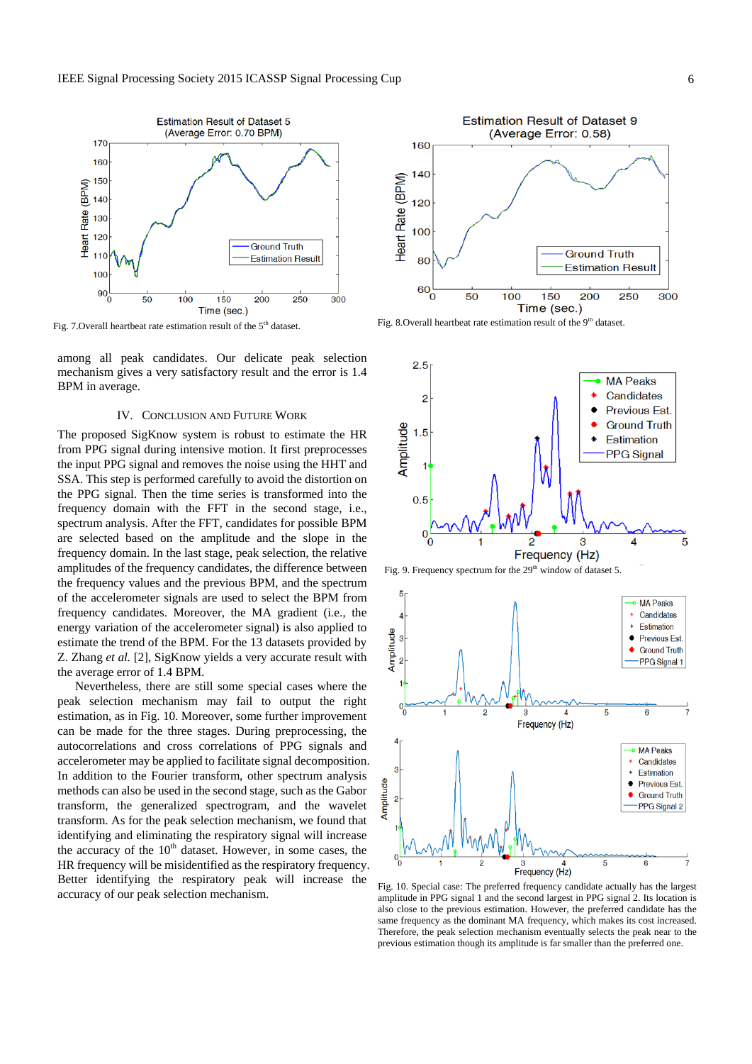Fig. 7.Overall heartbeat rate estimation result of the 5th dataset.

Fig. 8.Overall heartbeat rate estimation result of the 9th dataset.

among all peak candidates. Our delicate peak selection mechanism gives a very satisfactory result and the error is 1.4 BPM in average.

## IV. Conclusion and Future Work

The proposed SigKnow system is robust to estimate the HR from PPG signal during intensive motion. It first preprocesses the input PPG signal and removes the noise using the HHT and SSA. This step is performed carefully to avoid the distortion on the PPG signal. Then the time series is transformed into the frequency domain with the FFT in the second stage, i.e., spectrum analysis. After the FFT, candidates for possible BPM are selected based on the amplitude and the slope in the frequency domain. In the last stage, peak selection, the relative amplitudes of the frequency candidates, the difference between the frequency values and the previous BPM, and the spectrum of the accelerometer signals are used to select the BPM from frequency candidates. Moreover, the MA gradient (i.e., the energy variation of the accelerometer signal) is also applied to estimate the trend of the BPM. For the 13 datasets provided by Z. Zhang *et al.* [2], SigKnow yields a very accurate result with the average error of 1.4 BPM.

Nevertheless, there are still some special cases where the peak selection mechanism may fail to output the right estimation, as in Fig. 10. Moreover, some further improvement can be made for the three stages. During preprocessing, the autocorrelations and cross correlations of PPG signals and accelerometer may be applied to facilitate signal decomposition. In addition to the Fourier transform, other spectrum analysis methods can also be used in the second stage, such as the Gabor transform, the generalized spectrogram, and the wavelet transform. As for the peak selection mechanism, we found that identifying and eliminating the respiratory signal will increase the accuracy of the 10th dataset. However, in some cases, the HR frequency will be misidentified as the respiratory frequency. Better identifying the respiratory peak will increase the accuracy of our peak selection mechanism.

Fig. 9. Frequency spectrum for the 29th window of dataset 5.

Fig. 10. Special case: The preferred frequency candidate actually has the largest amplitude in PPG signal 1 and the second largest in PPG signal 2. Its location is also close to the previous estimation. However, the preferred candidate has the same frequency as the dominant MA frequency, which makes its cost increased. Therefore, the peak selection mechanism eventually selects the peak near to the previous estimation though its amplitude is far smaller than the preferred one.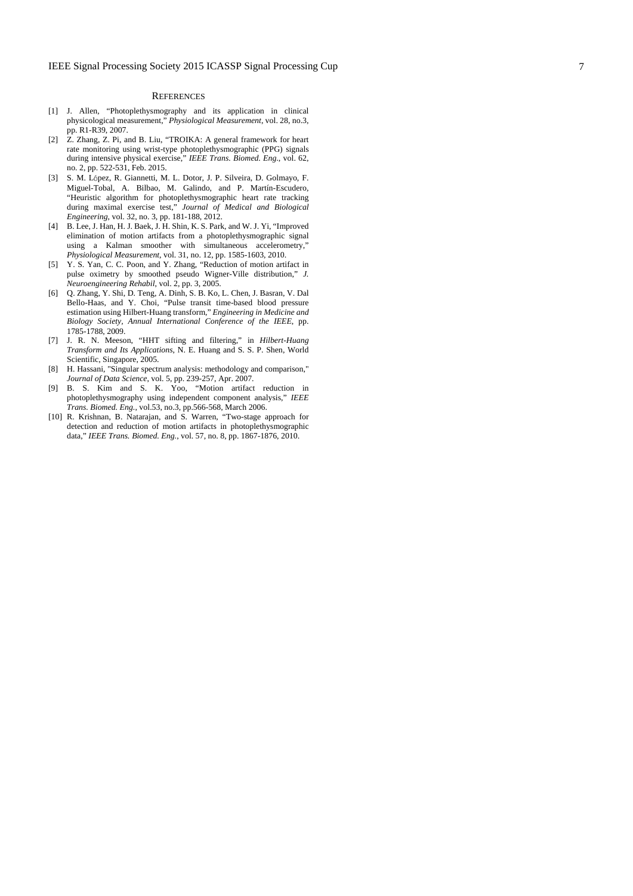## REFERENCES

[1] J. Allen, "Photoplethysmography and its application in clinical physicological measurement," *Physiological Measurement*, vol. 28, no.3, pp. R1-R39, 2007.

[2] Z. Zhang, Z. Pi, and B. Liu, "TROIKA: A general framework for heart rate monitoring using wrist-type photoplethysmographic (PPG) signals during intensive physical exercise," *IEEE Trans. Biomed. Eng.*, vol. 62, no. 2, pp. 522-531, Feb. 2015.

[3] S. M. López, R. Giannetti, M. L. Dotor, J. P. Silveira, D. Golmayo, F. Miguel-Tobal, A. Bilbao, M. Galindo, and P. Martín-Escudero, "Heuristic algorithm for photoplethysmographic heart rate tracking during maximal exercise test," *Journal of Medical and Biological Engineering*, vol. 32, no. 3, pp. 181-188, 2012.

[4] B. Lee, J. Han, H. J. Baek, J. H. Shin, K. S. Park, and W. J. Yi, "Improved elimination of motion artifacts from a photoplethysmographic signal using a Kalman smoother with simultaneous accelerometry," *Physiological Measurement*, vol. 31, no. 12, pp. 1585-1603, 2010.

[5] Y. S. Yan, C. C. Poon, and Y. Zhang, "Reduction of motion artifact in pulse oximetry by smoothed pseudo Wigner-Ville distribution," *J. Neuroengineering Rehabil*, vol. 2, pp. 3, 2005.

[6] Q. Zhang, Y. Shi, D. Teng, A. Dinh, S. B. Ko, L. Chen, J. Basran, V. Dal Bello-Haas, and Y. Choi, "Pulse transit time-based blood pressure estimation using Hilbert-Huang transform," *Engineering in Medicine and Biology Society, Annual International Conference of the IEEE*, pp. 1785-1788, 2009.

[7] J. R. N. Meeson, "HHT sifting and filtering," in *Hilbert-Huang Transform and Its Applications*, N. E. Huang and S. S. P. Shen, World Scientific, Singapore, 2005.

[8] H. Hassani, "Singular spectrum analysis: methodology and comparison," *Journal of Data Science*, vol. 5, pp. 239-257, Apr. 2007.

[9] B. S. Kim and S. K. Yoo, "Motion artifact reduction in photoplethysmography using independent component analysis," *IEEE Trans. Biomed. Eng.*, vol.53, no.3, pp.566-568, March 2006.

[10] R. Krishnan, B. Natarajan, and S. Warren, "Two-stage approach for detection and reduction of motion artifacts in photoplethysmographic data," *IEEE Trans. Biomed. Eng.*, vol. 57, no. 8, pp. 1867-1876, 2010.